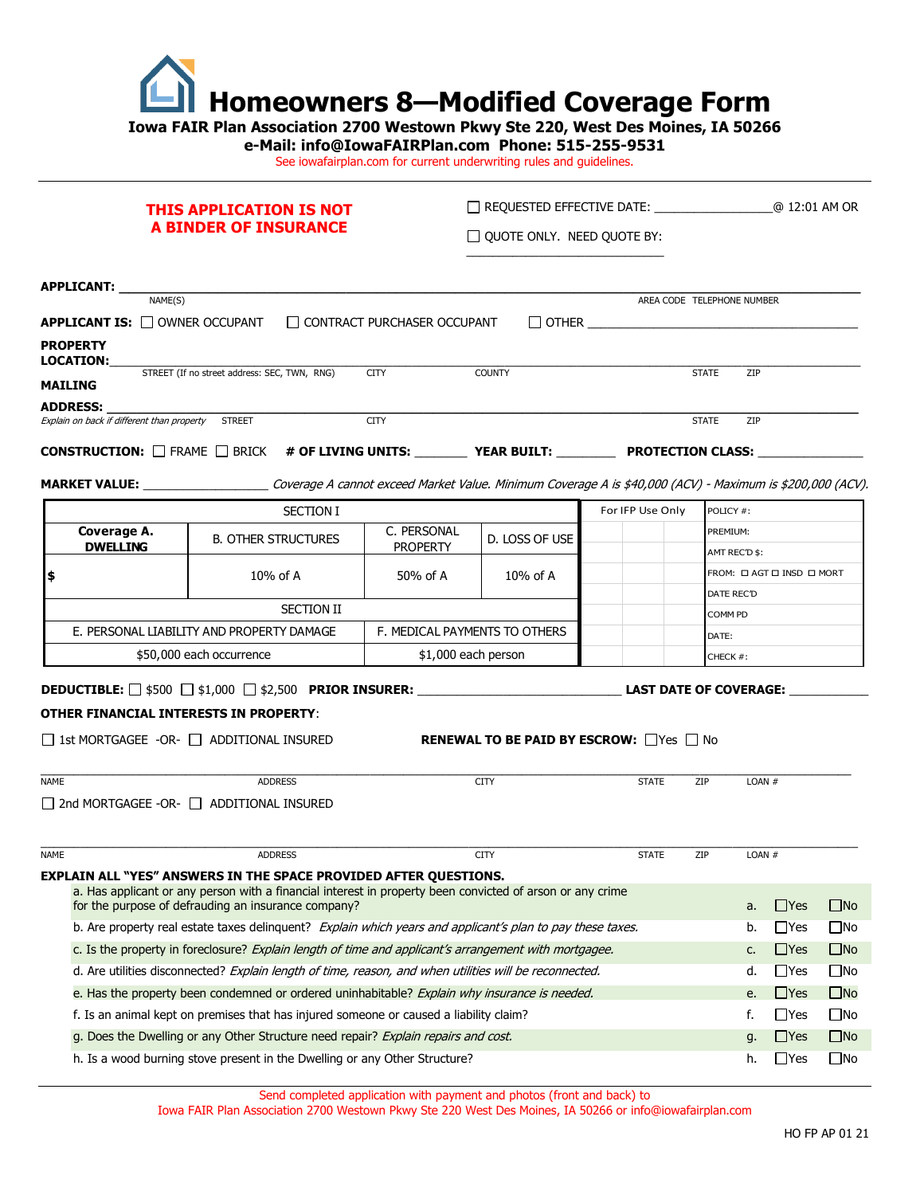# Homeowners 8—Modified Coverage Form

**Iowa FAIR Plan Association 2700 Westown Pkwy Ste 220, West Des Moines, IA 50266**

**e-Mail: info@IowaFAIRPlan.com Phone: 515-255-9531**

See iowafairplan.com for current underwriting rules and guidelines.

---

**THIS APPLICATION IS NOT A BINDER OF INSURANCE**

☐ REQUESTED EFFECTIVE DATE: ________________@ 12:01 AM OR

☐ QUOTE ONLY. NEED QUOTE BY: ________________________

**APPLICANT:** ____________________________________________________________
NAME(S) AREA CODE TELEPHONE NUMBER

**APPLICANT IS:** ☐ OWNER OCCUPANT ☐ CONTRACT PURCHASER OCCUPANT ☐ OTHER ____________________

**PROPERTY LOCATION:** ____________________________________________________________
STREET (If no street address: SEC, TWN, RNG) CITY COUNTY STATE ZIP

**MAILING ADDRESS:** ____________________________________________________________
*Explain on back if different than property* STREET CITY STATE ZIP

**CONSTRUCTION:** ☐ FRAME ☐ BRICK **# OF LIVING UNITS:** ________ **YEAR BUILT:** ________ **PROTECTION CLASS:** ______________

**MARKET VALUE:** ________________ *Coverage A cannot exceed Market Value. Minimum Coverage A is $40,000 (ACV) - Maximum is $200,000 (ACV).*

| SECTION I | | | | For IFP Use Only | | | POLICY #: |
|---|---|---|---|---|---|---|---|
| **Coverage A. DWELLING** | B. OTHER STRUCTURES | C. PERSONAL PROPERTY | D. LOSS OF USE | | | | PREMIUM: |
| | | | | | | | AMT REC'D $: |
| **$** | 10% of A | 50% of A | 10% of A | | | | FROM: ☐ AGT ☐ INSD ☐ MORT |
| | | | | | | | DATE REC'D |
| SECTION II | | | | | | | COMM PD |
| E. PERSONAL LIABILITY AND PROPERTY DAMAGE | | F. MEDICAL PAYMENTS TO OTHERS | | | | | DATE: |
| $50,000 each occurrence | | $1,000 each person | | | | | CHECK #: |

**DEDUCTIBLE:** ☐ $500 ☐ $1,000 ☐ $2,500 **PRIOR INSURER:** ________________________ **LAST DATE OF COVERAGE:** __________

**OTHER FINANCIAL INTERESTS IN PROPERTY**:

☐ 1st MORTGAGEE -OR- ☐ ADDITIONAL INSURED **RENEWAL TO BE PAID BY ESCROW:** ☐Yes ☐ No

____________________________________________________________
NAME ADDRESS CITY STATE ZIP LOAN #

☐ 2nd MORTGAGEE -OR- ☐ ADDITIONAL INSURED

____________________________________________________________
NAME ADDRESS CITY STATE ZIP LOAN #

**EXPLAIN ALL "YES" ANSWERS IN THE SPACE PROVIDED AFTER QUESTIONS.**

| Question | | Yes | No |
|---|---|---|---|
| a. Has applicant or any person with a financial interest in property been convicted of arson or any crime for the purpose of defrauding an insurance company? | a. | ☐Yes | ☐No |
| b. Are property real estate taxes delinquent? *Explain which years and applicant's plan to pay these taxes.* | b. | ☐Yes | ☐No |
| c. Is the property in foreclosure? *Explain length of time and applicant's arrangement with mortgagee.* | c. | ☐Yes | ☐No |
| d. Are utilities disconnected? *Explain length of time, reason, and when utilities will be reconnected.* | d. | ☐Yes | ☐No |
| e. Has the property been condemned or ordered uninhabitable? *Explain why insurance is needed.* | e. | ☐Yes | ☐No |
| f. Is an animal kept on premises that has injured someone or caused a liability claim? | f. | ☐Yes | ☐No |
| g. Does the Dwelling or any Other Structure need repair? *Explain repairs and cost.* | g. | ☐Yes | ☐No |
| h. Is a wood burning stove present in the Dwelling or any Other Structure? | h. | ☐Yes | ☐No |

---

Send completed application with payment and photos (front and back) to
Iowa FAIR Plan Association 2700 Westown Pkwy Ste 220 West Des Moines, IA 50266 or info@iowafairplan.com

HO FP AP 01 21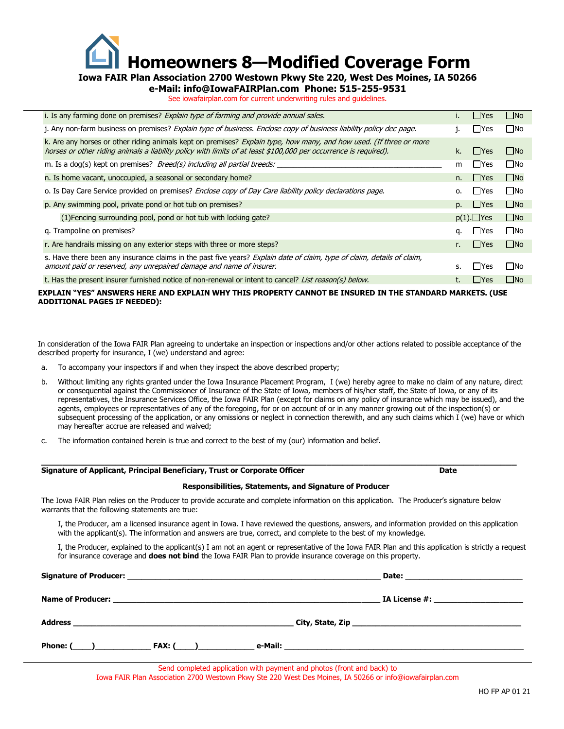# Homeowners 8—Modified Coverage Form

**Iowa FAIR Plan Association 2700 Westown Pkwy Ste 220, West Des Moines, IA 50266**

**e-Mail: info@IowaFAIRPlan.com Phone: 515-255-9531**

See iowafairplan.com for current underwriting rules and guidelines.

| | | | |
|---|---|---|---|
| i. Is any farming done on premises? *Explain type of farming and provide annual sales.* | i. | ☐Yes | ☐No |
| j. Any non-farm business on premises? *Explain type of business. Enclose copy of business liability policy dec page.* | j. | ☐Yes | ☐No |
| k. Are any horses or other riding animals kept on premises? *Explain type, how many, and how used. (If three or more horses or other riding animals a liability policy with limits of at least $100,000 per occurrence is required).* | k. | ☐Yes | ☐No |
| m. Is a dog(s) kept on premises? *Breed(s) including all partial breeds:* ______________________________ | m | ☐Yes | ☐No |
| n. Is home vacant, unoccupied, a seasonal or secondary home? | n. | ☐Yes | ☐No |
| o. Is Day Care Service provided on premises? *Enclose copy of Day Care liability policy declarations page.* | o. | ☐Yes | ☐No |
| p. Any swimming pool, private pond or hot tub on premises? | p. | ☐Yes | ☐No |
| (1)Fencing surrounding pool, pond or hot tub with locking gate? | p(1). | ☐Yes | ☐No |
| q. Trampoline on premises? | q. | ☐Yes | ☐No |
| r. Are handrails missing on any exterior steps with three or more steps? | r. | ☐Yes | ☐No |
| s. Have there been any insurance claims in the past five years? *Explain date of claim, type of claim, details of claim, amount paid or reserved, any unrepaired damage and name of insurer.* | s. | ☐Yes | ☐No |
| t. Has the present insurer furnished notice of non-renewal or intent to cancel? *List reason(s) below.* | t. | ☐Yes | ☐No |

**EXPLAIN "YES" ANSWERS HERE AND EXPLAIN WHY THIS PROPERTY CANNOT BE INSURED IN THE STANDARD MARKETS. (USE ADDITIONAL PAGES IF NEEDED):**

In consideration of the Iowa FAIR Plan agreeing to undertake an inspection or inspections and/or other actions related to possible acceptance of the described property for insurance, I (we) understand and agree:

a. To accompany your inspectors if and when they inspect the above described property;

b. Without limiting any rights granted under the Iowa Insurance Placement Program, I (we) hereby agree to make no claim of any nature, direct or consequential against the Commissioner of Insurance of the State of Iowa, members of his/her staff, the State of Iowa, or any of its representatives, the Insurance Services Office, the Iowa FAIR Plan (except for claims on any policy of insurance which may be issued), and the agents, employees or representatives of any of the foregoing, for or on account of or in any manner growing out of the inspection(s) or subsequent processing of the application, or any omissions or neglect in connection therewith, and any such claims which I (we) have or which may hereafter accrue are released and waived;

c. The information contained herein is true and correct to the best of my (our) information and belief.

________________________________________________________________________________

**Signature of Applicant, Principal Beneficiary, Trust or Corporate Officer** **Date**

**Responsibilities, Statements, and Signature of Producer**

The Iowa FAIR Plan relies on the Producer to provide accurate and complete information on this application. The Producer's signature below warrants that the following statements are true:

I, the Producer, am a licensed insurance agent in Iowa. I have reviewed the questions, answers, and information provided on this application with the applicant(s). The information and answers are true, correct, and complete to the best of my knowledge.

I, the Producer, explained to the applicant(s) I am not an agent or representative of the Iowa FAIR Plan and this application is strictly a request for insurance coverage and **does not bind** the Iowa FAIR Plan to provide insurance coverage on this property.

**Signature of Producer:** ______________________________ **Date:** ______________

**Name of Producer:** ______________________________ **IA License #:** ______________

**Address** ______________________________ **City, State, Zip** ______________________________

**Phone: (\_\_\_\_)**\_\_\_\_\_\_\_\_\_\_ **FAX: (\_\_\_\_)**\_\_\_\_\_\_\_\_\_\_ **e-Mail:** ______________________________

Send completed application with payment and photos (front and back) to
Iowa FAIR Plan Association 2700 Westown Pkwy Ste 220 West Des Moines, IA 50266 or info@iowafairplan.com

HO FP AP 01 21